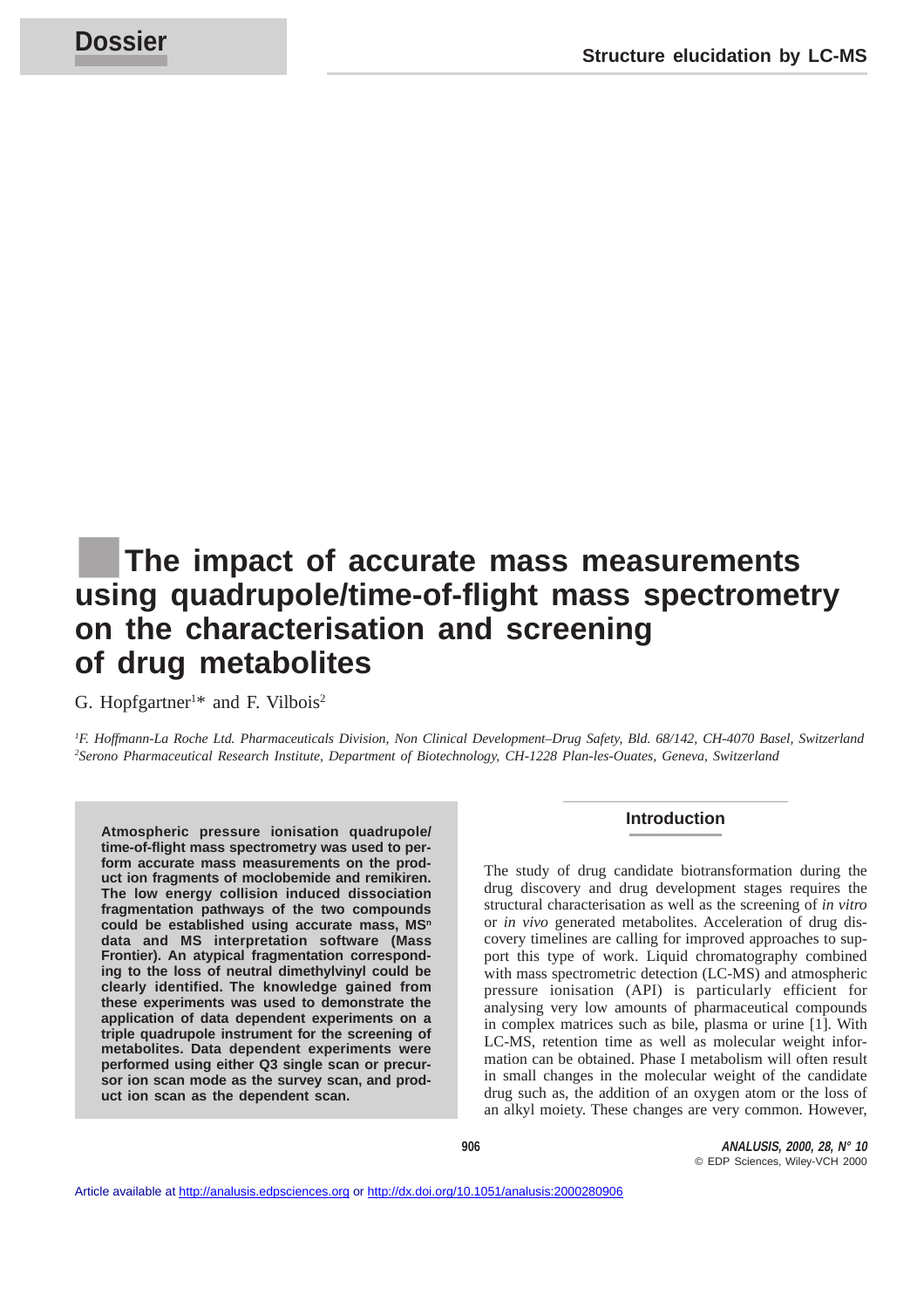# The impact of accurate mass measurements using quadrupole/time-of-flight mass spectrometry on the characterisation and screening of drug metabolites

G. Hopfgartner[1]* and F. Vilbois[2]

*[1]F. Hoffmann-La Roche Ltd. Pharmaceuticals Division, Non Clinical Development–Drug Safety, Bld. 68/142, CH-4070 Basel, Switzerland*
*[2]Serono Pharmaceutical Research Institute, Department of Biotechnology, CH-1228 Plan-les-Ouates, Geneva, Switzerland*

**Atmospheric pressure ionisation quadrupole/time-of-flight mass spectrometry was used to perform accurate mass measurements on the product ion fragments of moclobemide and remikiren. The low energy collision induced dissociation fragmentation pathways of the two compounds could be established using accurate mass, $MS^n$ data and MS interpretation software (Mass Frontier). An atypical fragmentation corresponding to the loss of neutral dimethylvinyl could be clearly identified. The knowledge gained from these experiments was used to demonstrate the application of data dependent experiments on a triple quadrupole instrument for the screening of metabolites. Data dependent experiments were performed using either Q3 single scan or precursor ion scan mode as the survey scan, and product ion scan as the dependent scan.**

## Introduction

The study of drug candidate biotransformation during the drug discovery and drug development stages requires the structural characterisation as well as the screening of *in vitro* or *in vivo* generated metabolites. Acceleration of drug discovery timelines are calling for improved approaches to support this type of work. Liquid chromatography combined with mass spectrometric detection (LC-MS) and atmospheric pressure ionisation (API) is particularly efficient for analysing very low amounts of pharmaceutical compounds in complex matrices such as bile, plasma or urine [1]. With LC-MS, retention time as well as molecular weight information can be obtained. Phase I metabolism will often result in small changes in the molecular weight of the candidate drug such as, the addition of an oxygen atom or the loss of an alkyl moiety. These changes are very common. However,

Article available at http://analusis.edpsciences.org or http://dx.doi.org/10.1051/analusis:2000280906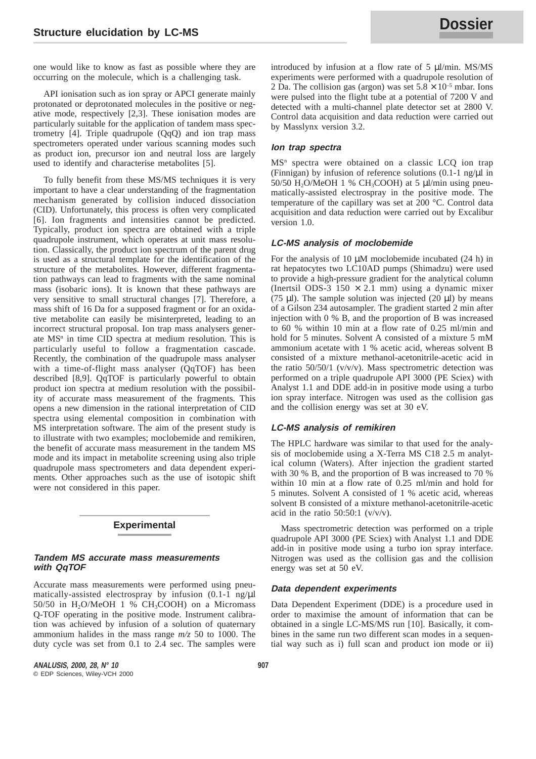one would like to know as fast as possible where they are occurring on the molecule, which is a challenging task.

API ionisation such as ion spray or APCI generate mainly protonated or deprotonated molecules in the positive or negative mode, respectively [2,3]. These ionisation modes are particularly suitable for the application of tandem mass spectrometry [4]. Triple quadrupole (QqQ) and ion trap mass spectrometers operated under various scanning modes such as product ion, precursor ion and neutral loss are largely used to identify and characterise metabolites [5].

To fully benefit from these MS/MS techniques it is very important to have a clear understanding of the fragmentation mechanism generated by collision induced dissociation (CID). Unfortunately, this process is often very complicated [6]. Ion fragments and intensities cannot be predicted. Typically, product ion spectra are obtained with a triple quadrupole instrument, which operates at unit mass resolution. Classically, the product ion spectrum of the parent drug is used as a structural template for the identification of the structure of the metabolites. However, different fragmentation pathways can lead to fragments with the same nominal mass (isobaric ions). It is known that these pathways are very sensitive to small structural changes [7]. Therefore, a mass shift of 16 Da for a supposed fragment or for an oxidative metabolite can easily be misinterpreted, leading to an incorrect structural proposal. Ion trap mass analysers generate $MS^n$ in time CID spectra at medium resolution. This is particularly useful to follow a fragmentation cascade. Recently, the combination of the quadrupole mass analyser with a time-of-flight mass analyser (QqTOF) has been described [8,9]. QqTOF is particularly powerful to obtain product ion spectra at medium resolution with the possibility of accurate mass measurement of the fragments. This opens a new dimension in the rational interpretation of CID spectra using elemental composition in combination with MS interpretation software. The aim of the present study is to illustrate with two examples; moclobemide and remikiren, the benefit of accurate mass measurement in the tandem MS mode and its impact in metabolite screening using also triple quadrupole mass spectrometers and data dependent experiments. Other approaches such as the use of isotopic shift were not considered in this paper.

## Experimental

### *Tandem MS accurate mass measurements with QqTOF*

Accurate mass measurements were performed using pneumatically-assisted electrospray by infusion (0.1-1 ng/µl 50/50 in $H_2O$/MeOH 1 % $CH_3COOH$) on a Micromass Q-TOF operating in the positive mode. Instrument calibration was achieved by infusion of a solution of quaternary ammonium halides in the mass range *m/z* 50 to 1000. The duty cycle was set from 0.1 to 2.4 sec. The samples were introduced by infusion at a flow rate of 5 µl/min. MS/MS experiments were performed with a quadrupole resolution of 2 Da. The collision gas (argon) was set $5.8 \times 10^{-5}$ mbar. Ions were pulsed into the flight tube at a potential of 7200 V and detected with a multi-channel plate detector set at 2800 V. Control data acquisition and data reduction were carried out by Masslynx version 3.2.

### *Ion trap spectra*

$MS^n$ spectra were obtained on a classic LCQ ion trap (Finnigan) by infusion of reference solutions (0.1-1 ng/µl in 50/50 $H_2O$/MeOH 1 % $CH_3COOH$) at 5 µl/min using pneumatically-assisted electrospray in the positive mode. The temperature of the capillary was set at 200 °C. Control data acquisition and data reduction were carried out by Excalibur version 1.0.

### *LC-MS analysis of moclobemide*

For the analysis of 10 µM moclobemide incubated (24 h) in rat hepatocytes two LC10AD pumps (Shimadzu) were used to provide a high-pressure gradient for the analytical column (Inertsil ODS-3 150 $\times$ 2.1 mm) using a dynamic mixer (75 µl). The sample solution was injected (20 µl) by means of a Gilson 234 autosampler. The gradient started 2 min after injection with 0 % B, and the proportion of B was increased to 60 % within 10 min at a flow rate of 0.25 ml/min and hold for 5 minutes. Solvent A consisted of a mixture 5 mM ammonium acetate with 1 % acetic acid, whereas solvent B consisted of a mixture methanol-acetonitrile-acetic acid in the ratio 50/50/1 (v/v/v). Mass spectrometric detection was performed on a triple quadrupole API 3000 (PE Sciex) with Analyst 1.1 and DDE add-in in positive mode using a turbo ion spray interface. Nitrogen was used as the collision gas and the collision energy was set at 30 eV.

### *LC-MS analysis of remikiren*

The HPLC hardware was similar to that used for the analysis of moclobemide using a X-Terra MS C18 2.5 m analytical column (Waters). After injection the gradient started with 30 % B, and the proportion of B was increased to 70 % within 10 min at a flow rate of 0.25 ml/min and hold for 5 minutes. Solvent A consisted of 1 % acetic acid, whereas solvent B consisted of a mixture methanol-acetonitrile-acetic acid in the ratio 50:50:1 (v/v/v).

Mass spectrometric detection was performed on a triple quadrupole API 3000 (PE Sciex) with Analyst 1.1 and DDE add-in in positive mode using a turbo ion spray interface. Nitrogen was used as the collision gas and the collision energy was set at 50 eV.

### *Data dependent experiments*

Data Dependent Experiment (DDE) is a procedure used in order to maximise the amount of information that can be obtained in a single LC-MS/MS run [10]. Basically, it combines in the same run two different scan modes in a sequential way such as i) full scan and product ion mode or ii)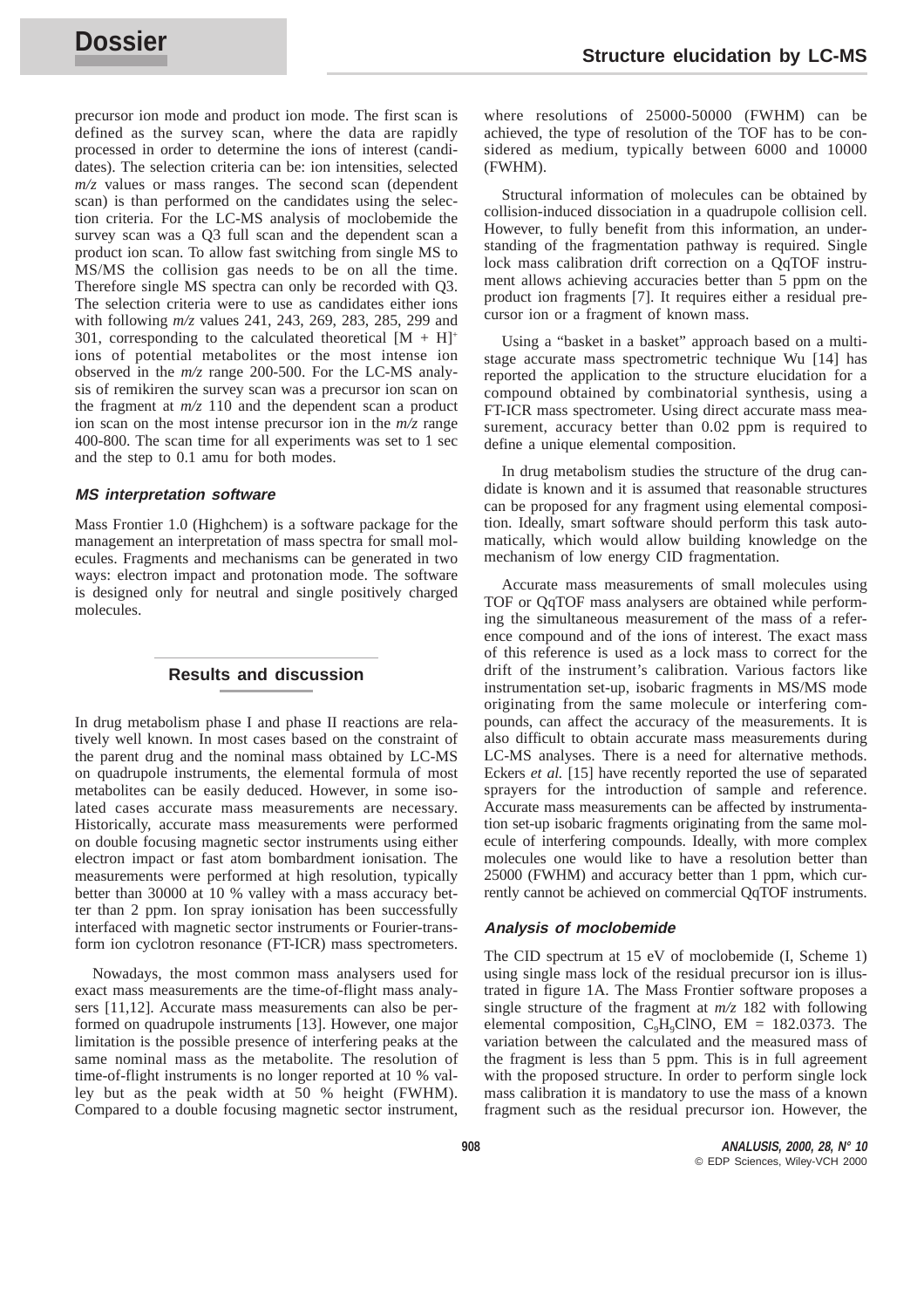precursor ion mode and product ion mode. The first scan is defined as the survey scan, where the data are rapidly processed in order to determine the ions of interest (candidates). The selection criteria can be: ion intensities, selected *m/z* values or mass ranges. The second scan (dependent scan) is than performed on the candidates using the selection criteria. For the LC-MS analysis of moclobemide the survey scan was a Q3 full scan and the dependent scan a product ion scan. To allow fast switching from single MS to MS/MS the collision gas needs to be on all the time. Therefore single MS spectra can only be recorded with Q3. The selection criteria were to use as candidates either ions with following *m/z* values 241, 243, 269, 283, 285, 299 and 301, corresponding to the calculated theoretical $[M + H]^+$ ions of potential metabolites or the most intense ion observed in the *m/z* range 200-500. For the LC-MS analysis of remikiren the survey scan was a precursor ion scan on the fragment at *m/z* 110 and the dependent scan a product ion scan on the most intense precursor ion in the *m/z* range 400-800. The scan time for all experiments was set to 1 sec and the step to 0.1 amu for both modes.

### MS interpretation software

Mass Frontier 1.0 (Highchem) is a software package for the management an interpretation of mass spectra for small molecules. Fragments and mechanisms can be generated in two ways: electron impact and protonation mode. The software is designed only for neutral and single positively charged molecules.

## Results and discussion

In drug metabolism phase I and phase II reactions are relatively well known. In most cases based on the constraint of the parent drug and the nominal mass obtained by LC-MS on quadrupole instruments, the elemental formula of most metabolites can be easily deduced. However, in some isolated cases accurate mass measurements are necessary. Historically, accurate mass measurements were performed on double focusing magnetic sector instruments using either electron impact or fast atom bombardment ionisation. The measurements were performed at high resolution, typically better than 30000 at 10 % valley with a mass accuracy better than 2 ppm. Ion spray ionisation has been successfully interfaced with magnetic sector instruments or Fourier-transform ion cyclotron resonance (FT-ICR) mass spectrometers.

Nowadays, the most common mass analysers used for exact mass measurements are the time-of-flight mass analysers [11,12]. Accurate mass measurements can also be performed on quadrupole instruments [13]. However, one major limitation is the possible presence of interfering peaks at the same nominal mass as the metabolite. The resolution of time-of-flight instruments is no longer reported at 10 % valley but as the peak width at 50 % height (FWHM). Compared to a double focusing magnetic sector instrument, where resolutions of 25000-50000 (FWHM) can be achieved, the type of resolution of the TOF has to be considered as medium, typically between 6000 and 10000 (FWHM).

Structural information of molecules can be obtained by collision-induced dissociation in a quadrupole collision cell. However, to fully benefit from this information, an understanding of the fragmentation pathway is required. Single lock mass calibration drift correction on a QqTOF instrument allows achieving accuracies better than 5 ppm on the product ion fragments [7]. It requires either a residual precursor ion or a fragment of known mass.

Using a "basket in a basket" approach based on a multistage accurate mass spectrometric technique Wu [14] has reported the application to the structure elucidation for a compound obtained by combinatorial synthesis, using a FT-ICR mass spectrometer. Using direct accurate mass measurement, accuracy better than 0.02 ppm is required to define a unique elemental composition.

In drug metabolism studies the structure of the drug candidate is known and it is assumed that reasonable structures can be proposed for any fragment using elemental composition. Ideally, smart software should perform this task automatically, which would allow building knowledge on the mechanism of low energy CID fragmentation.

Accurate mass measurements of small molecules using TOF or QqTOF mass analysers are obtained while performing the simultaneous measurement of the mass of a reference compound and of the ions of interest. The exact mass of this reference is used as a lock mass to correct for the drift of the instrument's calibration. Various factors like instrumentation set-up, isobaric fragments in MS/MS mode originating from the same molecule or interfering compounds, can affect the accuracy of the measurements. It is also difficult to obtain accurate mass measurements during LC-MS analyses. There is a need for alternative methods. Eckers *et al.* [15] have recently reported the use of separated sprayers for the introduction of sample and reference. Accurate mass measurements can be affected by instrumentation set-up isobaric fragments originating from the same molecule of interfering compounds. Ideally, with more complex molecules one would like to have a resolution better than 25000 (FWHM) and accuracy better than 1 ppm, which currently cannot be achieved on commercial QqTOF instruments.

### Analysis of moclobemide

The CID spectrum at 15 eV of moclobemide (I, Scheme 1) using single mass lock of the residual precursor ion is illustrated in figure 1A. The Mass Frontier software proposes a single structure of the fragment at *m/z* 182 with following elemental composition, $C_9H_9ClNO$, EM = 182.0373. The variation between the calculated and the measured mass of the fragment is less than 5 ppm. This is in full agreement with the proposed structure. In order to perform single lock mass calibration it is mandatory to use the mass of a known fragment such as the residual precursor ion. However, the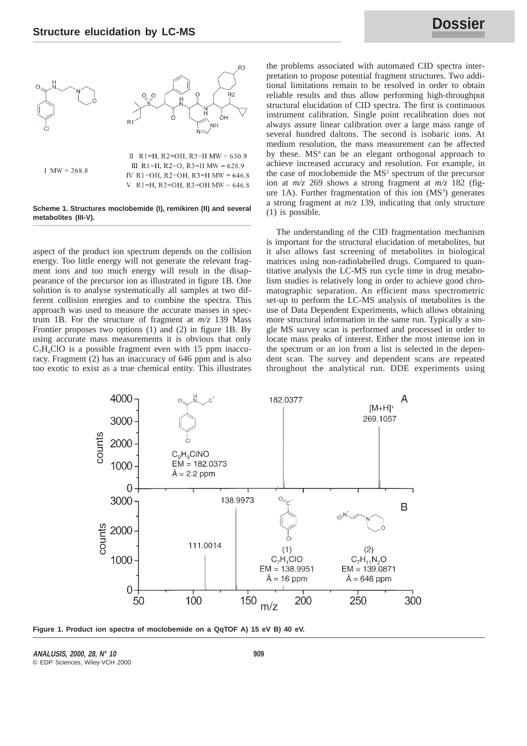**Scheme 1. Structures moclobemide (I), remikiren (II) and several metabolites (III-V).**

I MW = 268.8

II R1=H, R2=OH, R3=H MW = 630.9
III R1=H, R2=O, R3=H MW = 628.9
IV R1=OH, R2=OH, R3=H MW = 646.8
V R1=H, R2=OH, R3=OH MW = 646.8

aspect of the product ion spectrum depends on the collision energy. Too little energy will not generate the relevant fragment ions and too much energy will result in the disappearance of the precursor ion as illustrated in figure 1B. One solution is to analyse systematically all samples at two different collision energies and to combine the spectra. This approach was used to measure the accurate masses in spectrum 1B. For the structure of fragment at *m/z* 139 Mass Frontier proposes two options (1) and (2) in figure 1B. By using accurate mass measurements it is obvious that only $C_7H_4ClO$ is a possible fragment even with 15 ppm inaccuracy. Fragment (2) has an inaccuracy of 646 ppm and is also too exotic to exist as a true chemical entity. This illustrates the problems associated with automated CID spectra interpretation to propose potential fragment structures. Two additional limitations remain to be resolved in order to obtain reliable results and thus allow performing high-throughput structural elucidation of CID spectra. The first is continuous instrument calibration. Single point recalibration does not always assure linear calibration over a large mass range of several hundred daltons. The second is isobaric ions. At medium resolution, the mass measurement can be affected by these. $MS^n$ can be an elegant orthogonal approach to achieve increased accuracy and resolution. For example, in the case of moclobemide the $MS^2$ spectrum of the precursor ion at *m/z* 269 shows a strong fragment at *m/z* 182 (figure 1A). Further fragmentation of this ion ($MS^3$) generates a strong fragment at *m/z* 139, indicating that only structure (1) is possible.

The understanding of the CID fragmentation mechanism is important for the structural elucidation of metabolites, but it also allows fast screening of metabolites in biological matrices using non-radiolabelled drugs. Compared to quantitative analysis the LC-MS run cycle time in drug metabolism studies is relatively long in order to achieve good chromatographic separation. An efficient mass spectrometric set-up to perform the LC-MS analysis of metabolites is the use of Data Dependent Experiments, which allows obtaining more structural information in the same run. Typically a single MS survey scan is performed and processed in order to locate mass peaks of interest. Either the most intense ion in the spectrum or an ion from a list is selected in the dependent scan. The survey and dependent scans are repeated throughout the analytical run. DDE experiments using

A: 182.0377; $[M+H]^+$ 269.1057; $C_9H_9ClNO$, EM = 182.0373, Ä = 2.2 ppm

B: 138.9973; 111.0014; (1) $C_7H_4ClO$, EM = 138.9951, Ä = 16 ppm; (2) $C_7H_{11}N_2O$, EM = 139.0871, Ä = 646 ppm

**Figure 1. Product ion spectra of moclobemide on a QqTOF A) 15 eV B) 40 eV.**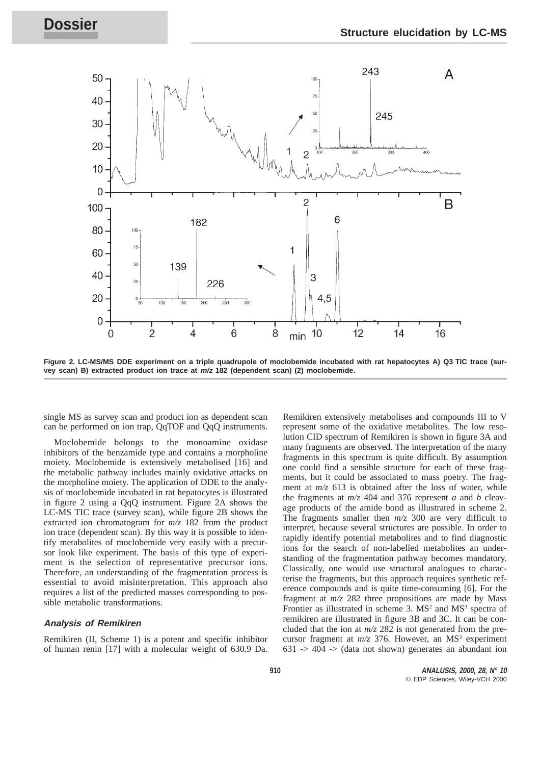Figure 2. LC-MS/MS DDE experiment on a triple quadrupole of moclobemide incubated with rat hepatocytes A) Q3 TIC trace (survey scan) B) extracted product ion trace at *m/z* 182 (dependent scan) (2) moclobemide.

single MS as survey scan and product ion as dependent scan can be performed on ion trap, QqTOF and QqQ instruments.

Moclobemide belongs to the monoamine oxidase inhibitors of the benzamide type and contains a morpholine moiety. Moclobemide is extensively metabolised [16] and the metabolic pathway includes mainly oxidative attacks on the morpholine moiety. The application of DDE to the analysis of moclobemide incubated in rat hepatocytes is illustrated in figure 2 using a QqQ instrument. Figure 2A shows the LC-MS TIC trace (survey scan), while figure 2B shows the extracted ion chromatogram for *m/z* 182 from the product ion trace (dependent scan). By this way it is possible to identify metabolites of moclobemide very easily with a precursor look like experiment. The basis of this type of experiment is the selection of representative precursor ions. Therefore, an understanding of the fragmentation process is essential to avoid misinterpretation. This approach also requires a list of the predicted masses corresponding to possible metabolic transformations.

### Analysis of Remikiren

Remikiren (II, Scheme 1) is a potent and specific inhibitor of human renin [17] with a molecular weight of 630.9 Da. Remikiren extensively metabolises and compounds III to V represent some of the oxidative metabolites. The low resolution CID spectrum of Remikiren is shown in figure 3A and many fragments are observed. The interpretation of the many fragments in this spectrum is quite difficult. By assumption one could find a sensible structure for each of these fragments, but it could be associated to mass poetry. The fragment at *m/z* 613 is obtained after the loss of water, while the fragments at *m/z* 404 and 376 represent *a* and *b* cleavage products of the amide bond as illustrated in scheme 2. The fragments smaller then *m/z* 300 are very difficult to interpret, because several structures are possible. In order to rapidly identify potential metabolites and to find diagnostic ions for the search of non-labelled metabolites an understanding of the fragmentation pathway becomes mandatory. Classically, one would use structural analogues to characterise the fragments, but this approach requires synthetic reference compounds and is quite time-consuming [6]. For the fragment at *m/z* 282 three propositions are made by Mass Frontier as illustrated in scheme 3. $MS^2$ and $MS^3$ spectra of remikiren are illustrated in figure 3B and 3C. It can be concluded that the ion at *m/z* 282 is not generated from the precursor fragment at *m/z* 376. However, an $MS^3$ experiment 631 -> 404 -> (data not shown) generates an abundant ion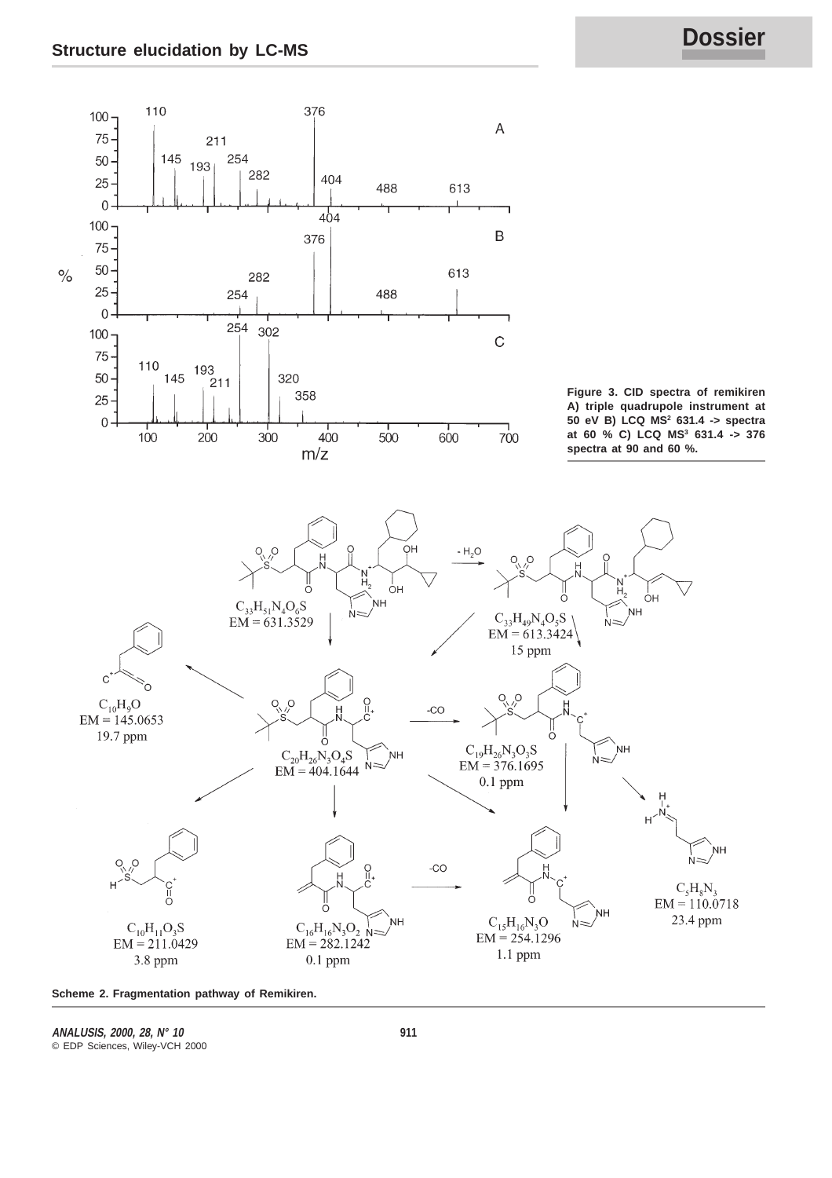**Figure 3.** CID spectra of remikiren A) triple quadrupole instrument at 50 eV B) LCQ $MS^2$ 631.4 -> spectra at 60 % C) LCQ $MS^3$ 631.4 -> 376 spectra at 90 and 60 %.

**Scheme 2.** Fragmentation pathway of Remikiren.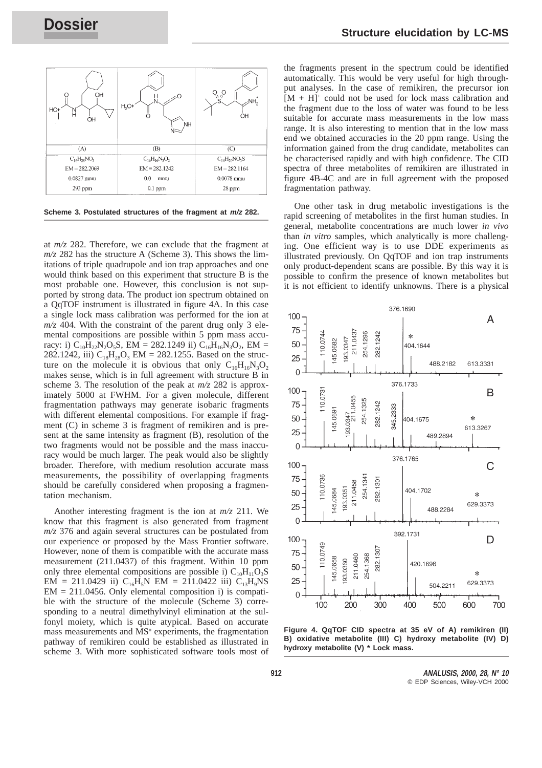| (A) | (B) | (C) |
|---|---|---|
| $C_{16}H_{28}NO_3$ | $C_{16}H_{16}N_3O_2$ | $C_{14}H_{20}NO_3S$ |
| EM = 282.2069 | EM = 282.1242 | EM = 282.1164 |
| 0.0827 mmu | 0.0 mmu | 0.0078 mmu |
| 293 ppm | 0.1 ppm | 28 ppm |

**Scheme 3. Postulated structures of the fragment at *m/z* 282.**

at *m/z* 282. Therefore, we can exclude that the fragment at *m/z* 282 has the structure A (Scheme 3). This shows the limitations of triple quadrupole and ion trap approaches and one would think based on this experiment that structure B is the most probable one. However, this conclusion is not supported by strong data. The product ion spectrum obtained on a QqTOF instrument is illustrated in figure 4A. In this case a single lock mass calibration was performed for the ion at *m/z* 404. With the constraint of the parent drug only 3 elemental compositions are possible within 5 ppm mass accuracy: i) $C_{10}H_{22}N_2O_5S$, EM = 282.1249 ii) $C_{16}H_{16}N_3O_2$, EM = 282.1242, iii) $C_{18}H_{28}O_3$ EM = 282.1255. Based on the structure on the molecule it is obvious that only $C_{16}H_{16}N_3O_2$ makes sense, which is in full agreement with structure B in scheme 3. The resolution of the peak at *m/z* 282 is approximately 5000 at FWHM. For a given molecule, different fragmentation pathways may generate isobaric fragments with different elemental compositions. For example if fragment (C) in scheme 3 is fragment of remikiren and is present at the same intensity as fragment (B), resolution of the two fragments would not be possible and the mass inaccuracy would be much larger. The peak would also be slightly broader. Therefore, with medium resolution accurate mass measurements, the possibility of overlapping fragments should be carefully considered when proposing a fragmentation mechanism.

Another interesting fragment is the ion at *m/z* 211. We know that this fragment is also generated from fragment *m/z* 376 and again several structures can be postulated from our experience or proposed by the Mass Frontier software. However, none of them is compatible with the accurate mass measurement (211.0437) of this fragment. Within 10 ppm only three elemental compositions are possible i) $C_{10}H_{11}O_3S$ EM = 211.0429 ii) $C_{16}H_5N$ EM = 211.0422 iii) $C_{13}H_9NS$ EM = 211.0456. Only elemental composition i) is compatible with the structure of the molecule (Scheme 3) corresponding to a neutral dimethylvinyl elimination at the sulfonyl moiety, which is quite atypical. Based on accurate mass measurements and $MS^n$ experiments, the fragmentation pathway of remikiren could be established as illustrated in scheme 3. With more sophisticated software tools most of the fragments present in the spectrum could be identified automatically. This would be very useful for high throughput analyses. In the case of remikiren, the precursor ion $[M + H]^+$ could not be used for lock mass calibration and the fragment due to the loss of water was found to be less suitable for accurate mass measurements in the low mass range. It is also interesting to mention that in the low mass end we obtained accuracies in the 20 ppm range. Using the information gained from the drug candidate, metabolites can be characterised rapidly and with high confidence. The CID spectra of three metabolites of remikiren are illustrated in figure 4B-4C and are in full agreement with the proposed fragmentation pathway.

One other task in drug metabolic investigations is the rapid screening of metabolites in the first human studies. In general, metabolite concentrations are much lower *in vivo* than *in vitro* samples, which analytically is more challenging. One efficient way is to use DDE experiments as illustrated previously. On QqTOF and ion trap instruments only product-dependent scans are possible. By this way it is possible to confirm the presence of known metabolites but it is not efficient to identify unknowns. There is a physical

**Figure 4. QqTOF CID spectra at 35 eV of A) remikiren (II) B) oxidative metabolite (III) C) hydroxy metabolite (IV) D) hydroxy metabolite (V) * Lock mass.**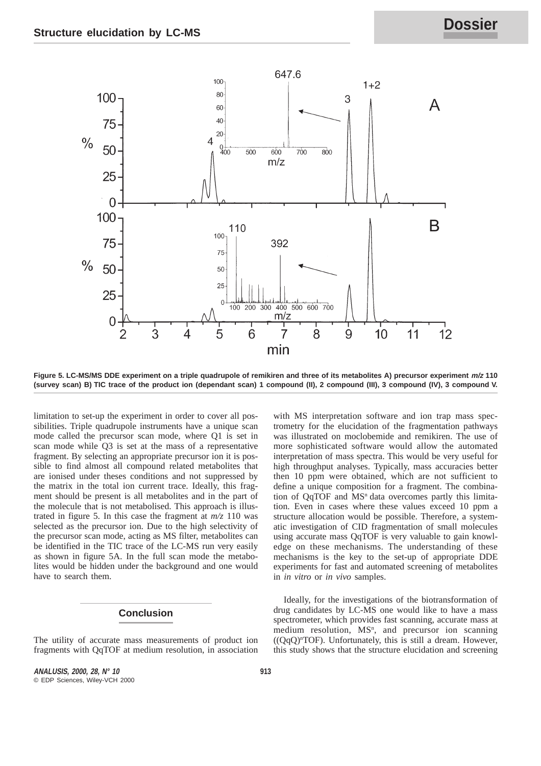Figure 5. LC-MS/MS DDE experiment on a triple quadrupole of remikiren and three of its metabolites A) precursor experiment *m/z* 110 (survey scan) B) TIC trace of the product ion (dependant scan) 1 compound (II), 2 compound (III), 3 compound (IV), 3 compound V.

limitation to set-up the experiment in order to cover all possibilities. Triple quadrupole instruments have a unique scan mode called the precursor scan mode, where Q1 is set in scan mode while Q3 is set at the mass of a representative fragment. By selecting an appropriate precursor ion it is possible to find almost all compound related metabolites that are ionised under theses conditions and not suppressed by the matrix in the total ion current trace. Ideally, this fragment should be present is all metabolites and in the part of the molecule that is not metabolised. This approach is illustrated in figure 5. In this case the fragment at *m/z* 110 was selected as the precursor ion. Due to the high selectivity of the precursor scan mode, acting as MS filter, metabolites can be identified in the TIC trace of the LC-MS run very easily as shown in figure 5A. In the full scan mode the metabolites would be hidden under the background and one would have to search them.

## Conclusion

The utility of accurate mass measurements of product ion fragments with QqTOF at medium resolution, in association with MS interpretation software and ion trap mass spectrometry for the elucidation of the fragmentation pathways was illustrated on moclobemide and remikiren. The use of more sophisticated software would allow the automated interpretation of mass spectra. This would be very useful for high throughput analyses. Typically, mass accuracies better then 10 ppm were obtained, which are not sufficient to define a unique composition for a fragment. The combination of QqTOF and $MS^n$ data overcomes partly this limitation. Even in cases where these values exceed 10 ppm a structure allocation would be possible. Therefore, a systematic investigation of CID fragmentation of small molecules using accurate mass QqTOF is very valuable to gain knowledge on these mechanisms. The understanding of these mechanisms is the key to the set-up of appropriate DDE experiments for fast and automated screening of metabolites in *in vitro* or *in vivo* samples.

Ideally, for the investigations of the biotransformation of drug candidates by LC-MS one would like to have a mass spectrometer, which provides fast scanning, accurate mass at medium resolution, $MS^n$, and precursor ion scanning ($(QqQ)^n$TOF). Unfortunately, this is still a dream. However, this study shows that the structure elucidation and screening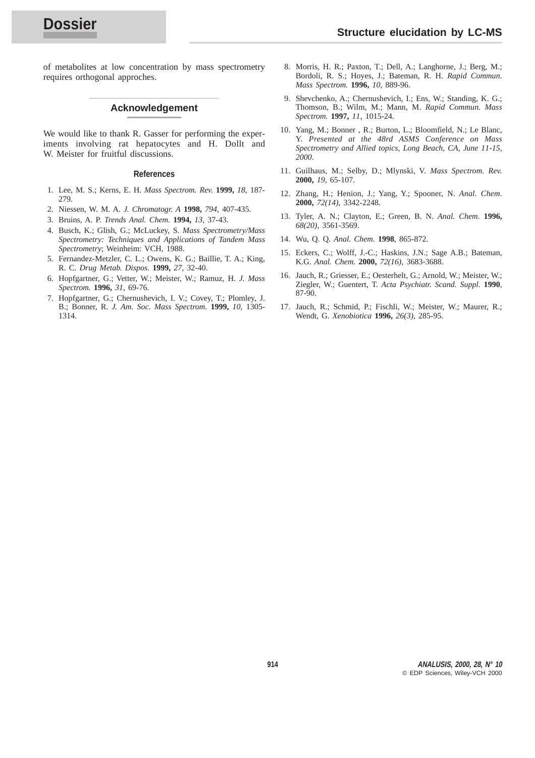of metabolites at low concentration by mass spectrometry requires orthogonal approches.

## Acknowledgement

We would like to thank R. Gasser for performing the experiments involving rat hepatocytes and H. Dollt and W. Meister for fruitful discussions.

## References

1. Lee, M. S.; Kerns, E. H. *Mass Spectrom. Rev.* **1999,** *18*, 187-279.
2. Niessen, W. M. A. *J. Chromatogr. A* **1998,** *794*, 407-435.
3. Bruins, A. P. *Trends Anal. Chem.* **1994,** *13*, 37-43.
4. Busch, K.; Glish, G.; McLuckey, S. *Mass Spectrometry/Mass Spectrometry: Techniques and Applications of Tandem Mass Spectrometry*; Weinheim: VCH, 1988.
5. Fernandez-Metzler, C. L.; Owens, K. G.; Baillie, T. A.; King, R. C. *Drug Metab. Dispos.* **1999,** *27*, 32-40.
6. Hopfgartner, G.; Vetter, W.; Meister, W.; Ramuz, H. *J. Mass Spectrom.* **1996,** *31*, 69-76.
7. Hopfgartner, G.; Chernushevich, I. V.; Covey, T.; Plomley, J. B.; Bonner, R. *J. Am. Soc. Mass Spectrom.* **1999,** *10*, 1305-1314.
8. Morris, H. R.; Paxton, T.; Dell, A.; Langhorne, J.; Berg, M.; Bordoli, R. S.; Hoyes, J.; Bateman, R. H. *Rapid Commun. Mass Spectrom.* **1996,** *10*, 889-96.
9. Shevchenko, A.; Chernushevich, I.; Ens, W.; Standing, K. G.; Thomson, B.; Wilm, M.; Mann, M. *Rapid Commun. Mass Spectrom.* **1997,** *11*, 1015-24.
10. Yang, M.; Bonner , R.; Burton, L.; Bloomfield, N.; Le Blanc, Y. *Presented at the 48rd ASMS Conference on Mass Spectrometry and Allied topics, Long Beach, CA, June 11-15, 2000*.
11. Guilhaus, M.; Selby, D.; Mlynski, V. *Mass Spectrom. Rev.* **2000,** *19*, 65-107.
12. Zhang, H.; Henion, J.; Yang, Y.; Spooner, N. *Anal. Chem.* **2000,** *72(14)*, 3342-2248.
13. Tyler, A. N.; Clayton, E.; Green, B. N. *Anal. Chem.* **1996,** *68(20)*, 3561-3569.
14. Wu, Q. Q. *Anal. Chem.* **1998**, 865-872.
15. Eckers, C.; Wolff, J.-C.; Haskins, J.N.; Sage A.B.; Bateman, K.G. *Anal. Chem.* **2000,** *72(16)*, 3683-3688.
16. Jauch, R.; Griesser, E.; Oesterhelt, G.; Arnold, W.; Meister, W.; Ziegler, W.; Guentert, T. *Acta Psychiatr. Scand. Suppl.* **1990**, 87-90.
17. Jauch, R.; Schmid, P.; Fischli, W.; Meister, W.; Maurer, R.; Wendt, G. *Xenobiotica* **1996,** *26(3)*, 285-95.